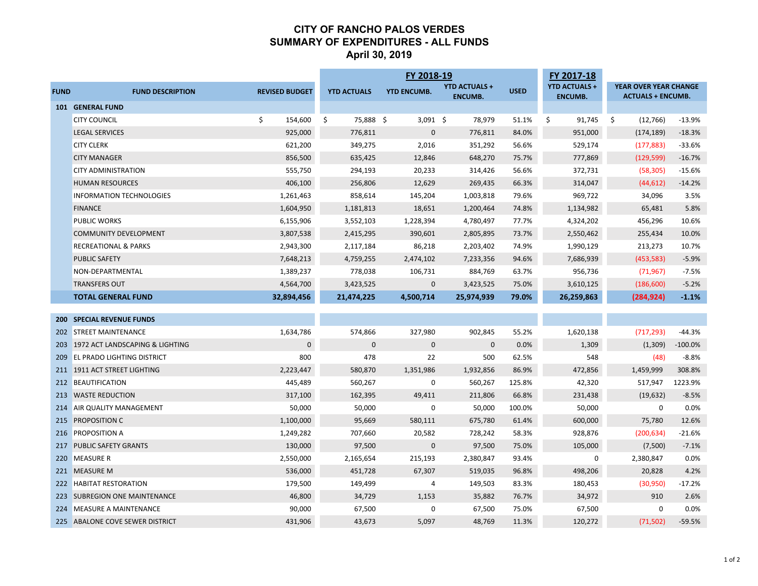# CITY OF RANCHO PALOS VERDES
## SUMMARY OF EXPENDITURES - ALL FUNDS
### April 30, 2019

| FUND | FUND DESCRIPTION | REVISED BUDGET | FY 2018-19 YTD ACTUALS | FY 2018-19 YTD ENCUMB. | FY 2018-19 YTD ACTUALS + ENCUMB. | FY 2018-19 USED | FY 2017-18 YTD ACTUALS + ENCUMB. | YEAR OVER YEAR CHANGE ACTUALS + ENCUMB. | |
|---|---|---|---|---|---|---|---|---|---|
| **101** | **GENERAL FUND** | | | | | | | | |
| | CITY COUNCIL | $ 154,600 | $ 75,888 | $ 3,091 | $ 78,979 | 51.1% | $ 91,745 | $ (12,766) | -13.9% |
| | LEGAL SERVICES | 925,000 | 776,811 | 0 | 776,811 | 84.0% | 951,000 | (174,189) | -18.3% |
| | CITY CLERK | 621,200 | 349,275 | 2,016 | 351,292 | 56.6% | 529,174 | (177,883) | -33.6% |
| | CITY MANAGER | 856,500 | 635,425 | 12,846 | 648,270 | 75.7% | 777,869 | (129,599) | -16.7% |
| | CITY ADMINISTRATION | 555,750 | 294,193 | 20,233 | 314,426 | 56.6% | 372,731 | (58,305) | -15.6% |
| | HUMAN RESOURCES | 406,100 | 256,806 | 12,629 | 269,435 | 66.3% | 314,047 | (44,612) | -14.2% |
| | INFORMATION TECHNOLOGIES | 1,261,463 | 858,614 | 145,204 | 1,003,818 | 79.6% | 969,722 | 34,096 | 3.5% |
| | FINANCE | 1,604,950 | 1,181,813 | 18,651 | 1,200,464 | 74.8% | 1,134,982 | 65,481 | 5.8% |
| | PUBLIC WORKS | 6,155,906 | 3,552,103 | 1,228,394 | 4,780,497 | 77.7% | 4,324,202 | 456,296 | 10.6% |
| | COMMUNITY DEVELOPMENT | 3,807,538 | 2,415,295 | 390,601 | 2,805,895 | 73.7% | 2,550,462 | 255,434 | 10.0% |
| | RECREATIONAL & PARKS | 2,943,300 | 2,117,184 | 86,218 | 2,203,402 | 74.9% | 1,990,129 | 213,273 | 10.7% |
| | PUBLIC SAFETY | 7,648,213 | 4,759,255 | 2,474,102 | 7,233,356 | 94.6% | 7,686,939 | (453,583) | -5.9% |
| | NON-DEPARTMENTAL | 1,389,237 | 778,038 | 106,731 | 884,769 | 63.7% | 956,736 | (71,967) | -7.5% |
| | TRANSFERS OUT | 4,564,700 | 3,423,525 | 0 | 3,423,525 | 75.0% | 3,610,125 | (186,600) | -5.2% |
| | **TOTAL GENERAL FUND** | **32,894,456** | **21,474,225** | **4,500,714** | **25,974,939** | **79.0%** | **26,259,863** | **(284,924)** | **-1.1%** |
| **200** | **SPECIAL REVENUE FUNDS** | | | | | | | | |
| 202 | STREET MAINTENANCE | 1,634,786 | 574,866 | 327,980 | 902,845 | 55.2% | 1,620,138 | (717,293) | -44.3% |
| 203 | 1972 ACT LANDSCAPING & LIGHTING | 0 | 0 | 0 | 0 | 0.0% | 1,309 | (1,309) | -100.0% |
| 209 | EL PRADO LIGHTING DISTRICT | 800 | 478 | 22 | 500 | 62.5% | 548 | (48) | -8.8% |
| 211 | 1911 ACT STREET LIGHTING | 2,223,447 | 580,870 | 1,351,986 | 1,932,856 | 86.9% | 472,856 | 1,459,999 | 308.8% |
| 212 | BEAUTIFICATION | 445,489 | 560,267 | 0 | 560,267 | 125.8% | 42,320 | 517,947 | 1223.9% |
| 213 | WASTE REDUCTION | 317,100 | 162,395 | 49,411 | 211,806 | 66.8% | 231,438 | (19,632) | -8.5% |
| 214 | AIR QUALITY MANAGEMENT | 50,000 | 50,000 | 0 | 50,000 | 100.0% | 50,000 | 0 | 0.0% |
| 215 | PROPOSITION C | 1,100,000 | 95,669 | 580,111 | 675,780 | 61.4% | 600,000 | 75,780 | 12.6% |
| 216 | PROPOSITION A | 1,249,282 | 707,660 | 20,582 | 728,242 | 58.3% | 928,876 | (200,634) | -21.6% |
| 217 | PUBLIC SAFETY GRANTS | 130,000 | 97,500 | 0 | 97,500 | 75.0% | 105,000 | (7,500) | -7.1% |
| 220 | MEASURE R | 2,550,000 | 2,165,654 | 215,193 | 2,380,847 | 93.4% | 0 | 2,380,847 | 0.0% |
| 221 | MEASURE M | 536,000 | 451,728 | 67,307 | 519,035 | 96.8% | 498,206 | 20,828 | 4.2% |
| 222 | HABITAT RESTORATION | 179,500 | 149,499 | 4 | 149,503 | 83.3% | 180,453 | (30,950) | -17.2% |
| 223 | SUBREGION ONE MAINTENANCE | 46,800 | 34,729 | 1,153 | 35,882 | 76.7% | 34,972 | 910 | 2.6% |
| 224 | MEASURE A MAINTENANCE | 90,000 | 67,500 | 0 | 67,500 | 75.0% | 67,500 | 0 | 0.0% |
| 225 | ABALONE COVE SEWER DISTRICT | 431,906 | 43,673 | 5,097 | 48,769 | 11.3% | 120,272 | (71,502) | -59.5% |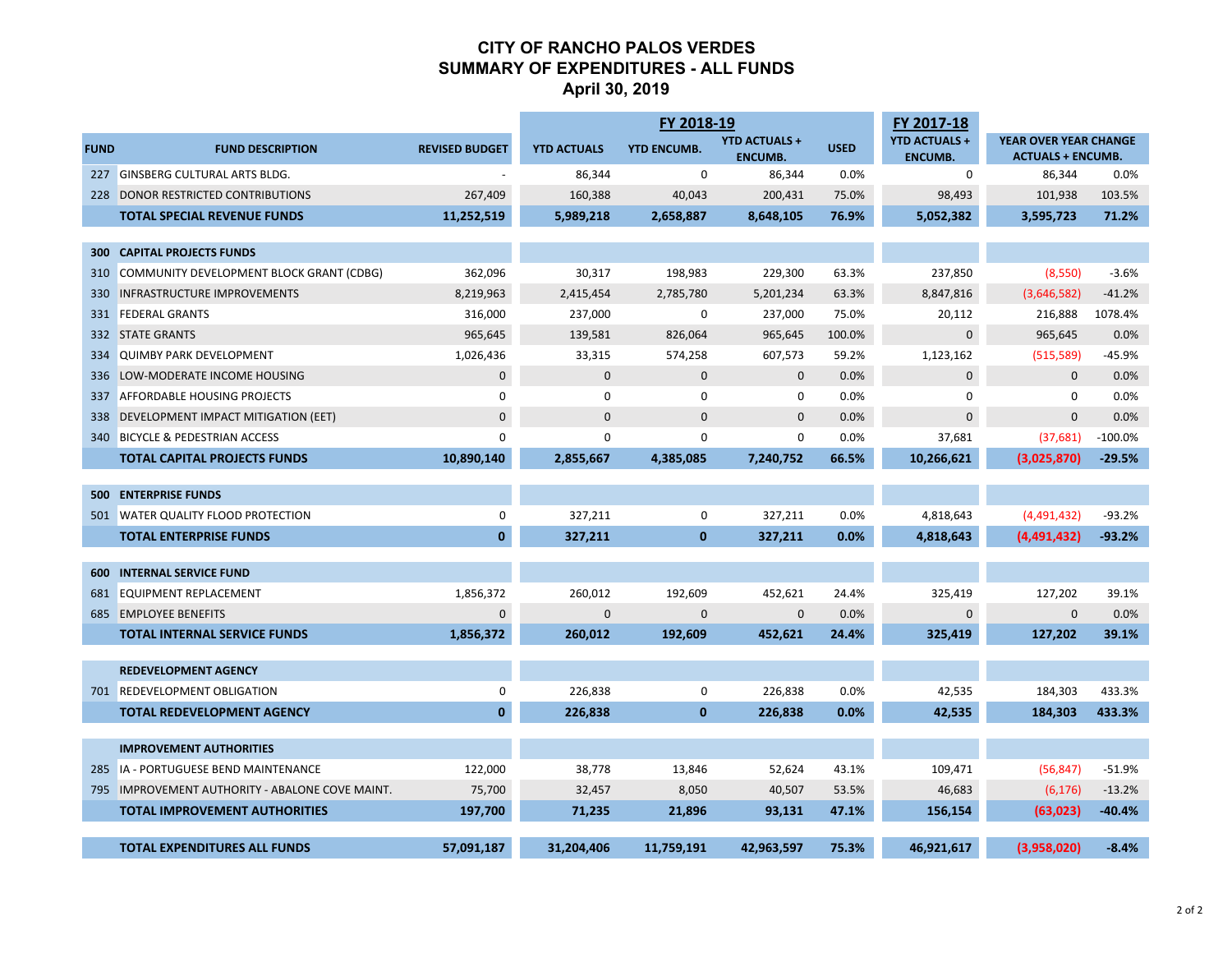# CITY OF RANCHO PALOS VERDES
## SUMMARY OF EXPENDITURES - ALL FUNDS
### April 30, 2019

| | | | FY 2018-19 | | | | FY 2017-18 | | |
|---|---|---|---|---|---|---|---|---|---|
| FUND | FUND DESCRIPTION | REVISED BUDGET | YTD ACTUALS | YTD ENCUMB. | YTD ACTUALS + ENCUMB. | USED | YTD ACTUALS + ENCUMB. | YEAR OVER YEAR CHANGE ACTUALS + ENCUMB. | |
| 227 | GINSBERG CULTURAL ARTS BLDG. | - | 86,344 | 0 | 86,344 | 0.0% | 0 | 86,344 | 0.0% |
| 228 | DONOR RESTRICTED CONTRIBUTIONS | 267,409 | 160,388 | 40,043 | 200,431 | 75.0% | 98,493 | 101,938 | 103.5% |
| | **TOTAL SPECIAL REVENUE FUNDS** | **11,252,519** | **5,989,218** | **2,658,887** | **8,648,105** | **76.9%** | **5,052,382** | **3,595,723** | **71.2%** |
| **300** | **CAPITAL PROJECTS FUNDS** | | | | | | | | |
| 310 | COMMUNITY DEVELOPMENT BLOCK GRANT (CDBG) | 362,096 | 30,317 | 198,983 | 229,300 | 63.3% | 237,850 | (8,550) | -3.6% |
| 330 | INFRASTRUCTURE IMPROVEMENTS | 8,219,963 | 2,415,454 | 2,785,780 | 5,201,234 | 63.3% | 8,847,816 | (3,646,582) | -41.2% |
| 331 | FEDERAL GRANTS | 316,000 | 237,000 | 0 | 237,000 | 75.0% | 20,112 | 216,888 | 1078.4% |
| 332 | STATE GRANTS | 965,645 | 139,581 | 826,064 | 965,645 | 100.0% | 0 | 965,645 | 0.0% |
| 334 | QUIMBY PARK DEVELOPMENT | 1,026,436 | 33,315 | 574,258 | 607,573 | 59.2% | 1,123,162 | (515,589) | -45.9% |
| 336 | LOW-MODERATE INCOME HOUSING | 0 | 0 | 0 | 0 | 0.0% | 0 | 0 | 0.0% |
| 337 | AFFORDABLE HOUSING PROJECTS | 0 | 0 | 0 | 0 | 0.0% | 0 | 0 | 0.0% |
| 338 | DEVELOPMENT IMPACT MITIGATION (EET) | 0 | 0 | 0 | 0 | 0.0% | 0 | 0 | 0.0% |
| 340 | BICYCLE & PEDESTRIAN ACCESS | 0 | 0 | 0 | 0 | 0.0% | 37,681 | (37,681) | -100.0% |
| | **TOTAL CAPITAL PROJECTS FUNDS** | **10,890,140** | **2,855,667** | **4,385,085** | **7,240,752** | **66.5%** | **10,266,621** | **(3,025,870)** | **-29.5%** |
| **500** | **ENTERPRISE FUNDS** | | | | | | | | |
| 501 | WATER QUALITY FLOOD PROTECTION | 0 | 327,211 | 0 | 327,211 | 0.0% | 4,818,643 | (4,491,432) | -93.2% |
| | **TOTAL ENTERPRISE FUNDS** | **0** | **327,211** | **0** | **327,211** | **0.0%** | **4,818,643** | **(4,491,432)** | **-93.2%** |
| **600** | **INTERNAL SERVICE FUND** | | | | | | | | |
| 681 | EQUIPMENT REPLACEMENT | 1,856,372 | 260,012 | 192,609 | 452,621 | 24.4% | 325,419 | 127,202 | 39.1% |
| 685 | EMPLOYEE BENEFITS | 0 | 0 | 0 | 0 | 0.0% | 0 | 0 | 0.0% |
| | **TOTAL INTERNAL SERVICE FUNDS** | **1,856,372** | **260,012** | **192,609** | **452,621** | **24.4%** | **325,419** | **127,202** | **39.1%** |
| | **REDEVELOPMENT AGENCY** | | | | | | | | |
| 701 | REDEVELOPMENT OBLIGATION | 0 | 226,838 | 0 | 226,838 | 0.0% | 42,535 | 184,303 | 433.3% |
| | **TOTAL REDEVELOPMENT AGENCY** | **0** | **226,838** | **0** | **226,838** | **0.0%** | **42,535** | **184,303** | **433.3%** |
| | **IMPROVEMENT AUTHORITIES** | | | | | | | | |
| 285 | IA - PORTUGUESE BEND MAINTENANCE | 122,000 | 38,778 | 13,846 | 52,624 | 43.1% | 109,471 | (56,847) | -51.9% |
| 795 | IMPROVEMENT AUTHORITY - ABALONE COVE MAINT. | 75,700 | 32,457 | 8,050 | 40,507 | 53.5% | 46,683 | (6,176) | -13.2% |
| | **TOTAL IMPROVEMENT AUTHORITIES** | **197,700** | **71,235** | **21,896** | **93,131** | **47.1%** | **156,154** | **(63,023)** | **-40.4%** |
| | **TOTAL EXPENDITURES ALL FUNDS** | **57,091,187** | **31,204,406** | **11,759,191** | **42,963,597** | **75.3%** | **46,921,617** | **(3,958,020)** | **-8.4%** |